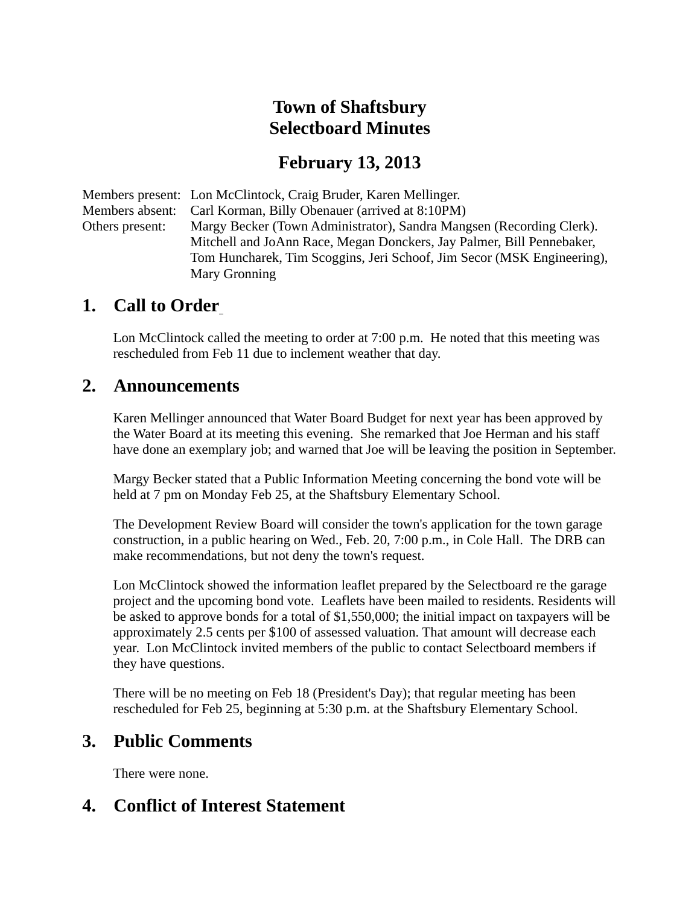# Town of Shaftsbury
# Selectboard Minutes

## February 13, 2013

| | |
|---|---|
| Members present: | Lon McClintock, Craig Bruder, Karen Mellinger. |
| Members absent: | Carl Korman, Billy Obenauer (arrived at 8:10PM) |
| Others present: | Margy Becker (Town Administrator), Sandra Mangsen (Recording Clerk). Mitchell and JoAnn Race, Megan Donckers, Jay Palmer, Bill Pennebaker, Tom Huncharek, Tim Scoggins, Jeri Schoof, Jim Secor (MSK Engineering), Mary Gronning |

## 1. Call to Order

Lon McClintock called the meeting to order at 7:00 p.m. He noted that this meeting was rescheduled from Feb 11 due to inclement weather that day.

## 2. Announcements

Karen Mellinger announced that Water Board Budget for next year has been approved by the Water Board at its meeting this evening. She remarked that Joe Herman and his staff have done an exemplary job; and warned that Joe will be leaving the position in September.

Margy Becker stated that a Public Information Meeting concerning the bond vote will be held at 7 pm on Monday Feb 25, at the Shaftsbury Elementary School.

The Development Review Board will consider the town's application for the town garage construction, in a public hearing on Wed., Feb. 20, 7:00 p.m., in Cole Hall. The DRB can make recommendations, but not deny the town's request.

Lon McClintock showed the information leaflet prepared by the Selectboard re the garage project and the upcoming bond vote. Leaflets have been mailed to residents. Residents will be asked to approve bonds for a total of $1,550,000; the initial impact on taxpayers will be approximately 2.5 cents per $100 of assessed valuation. That amount will decrease each year. Lon McClintock invited members of the public to contact Selectboard members if they have questions.

There will be no meeting on Feb 18 (President's Day); that regular meeting has been rescheduled for Feb 25, beginning at 5:30 p.m. at the Shaftsbury Elementary School.

## 3. Public Comments

There were none.

## 4. Conflict of Interest Statement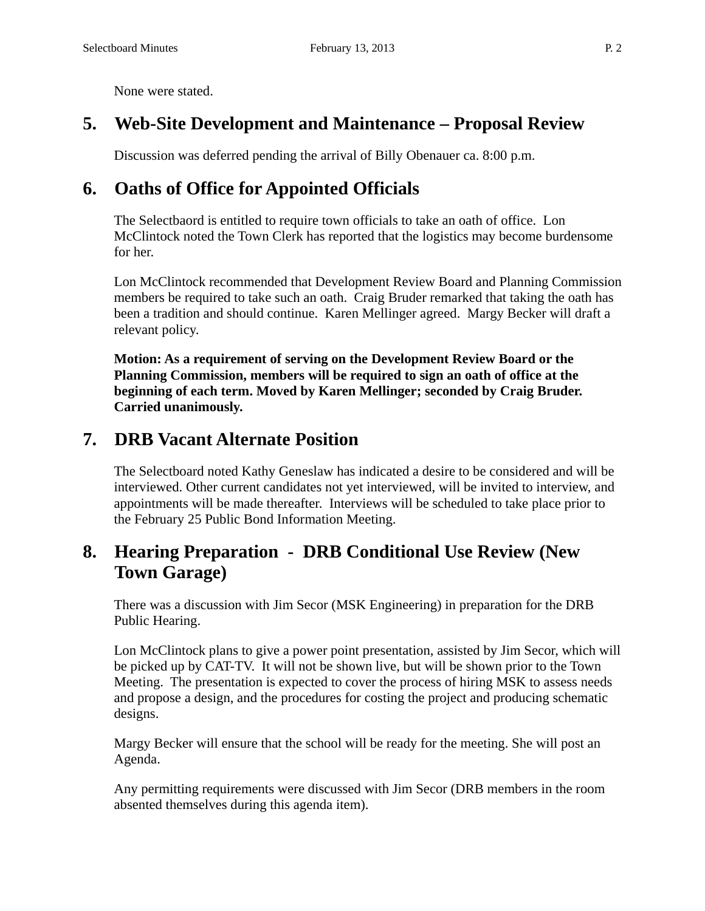None were stated.

## 5. Web-Site Development and Maintenance – Proposal Review

Discussion was deferred pending the arrival of Billy Obenauer ca. 8:00 p.m.

## 6. Oaths of Office for Appointed Officials

The Selectbaord is entitled to require town officials to take an oath of office. Lon McClintock noted the Town Clerk has reported that the logistics may become burdensome for her.

Lon McClintock recommended that Development Review Board and Planning Commission members be required to take such an oath. Craig Bruder remarked that taking the oath has been a tradition and should continue. Karen Mellinger agreed. Margy Becker will draft a relevant policy.

**Motion: As a requirement of serving on the Development Review Board or the Planning Commission, members will be required to sign an oath of office at the beginning of each term. Moved by Karen Mellinger; seconded by Craig Bruder. Carried unanimously.**

## 7. DRB Vacant Alternate Position

The Selectboard noted Kathy Geneslaw has indicated a desire to be considered and will be interviewed. Other current candidates not yet interviewed, will be invited to interview, and appointments will be made thereafter. Interviews will be scheduled to take place prior to the February 25 Public Bond Information Meeting.

## 8. Hearing Preparation - DRB Conditional Use Review (New Town Garage)

There was a discussion with Jim Secor (MSK Engineering) in preparation for the DRB Public Hearing.

Lon McClintock plans to give a power point presentation, assisted by Jim Secor, which will be picked up by CAT-TV. It will not be shown live, but will be shown prior to the Town Meeting. The presentation is expected to cover the process of hiring MSK to assess needs and propose a design, and the procedures for costing the project and producing schematic designs.

Margy Becker will ensure that the school will be ready for the meeting. She will post an Agenda.

Any permitting requirements were discussed with Jim Secor (DRB members in the room absented themselves during this agenda item).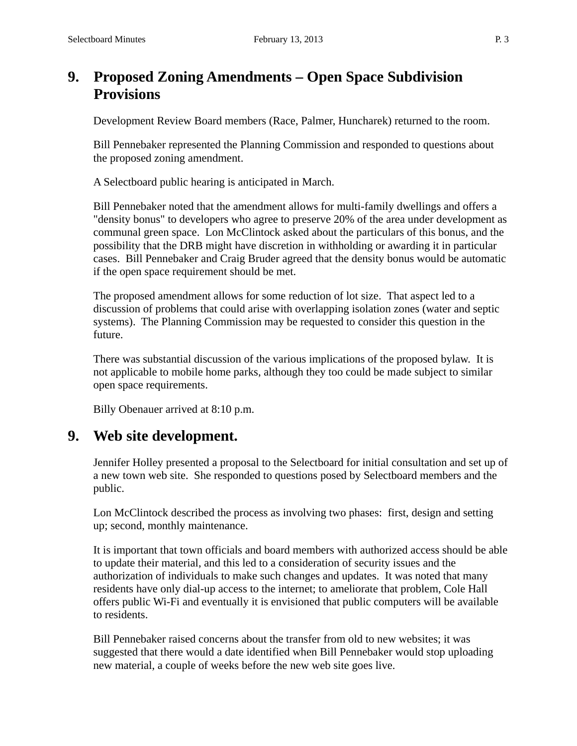## 9. Proposed Zoning Amendments – Open Space Subdivision Provisions

Development Review Board members (Race, Palmer, Huncharek) returned to the room.

Bill Pennebaker represented the Planning Commission and responded to questions about the proposed zoning amendment.

A Selectboard public hearing is anticipated in March.

Bill Pennebaker noted that the amendment allows for multi-family dwellings and offers a "density bonus" to developers who agree to preserve 20% of the area under development as communal green space.  Lon McClintock asked about the particulars of this bonus, and the possibility that the DRB might have discretion in withholding or awarding it in particular cases.  Bill Pennebaker and Craig Bruder agreed that the density bonus would be automatic if the open space requirement should be met.

The proposed amendment allows for some reduction of lot size.  That aspect led to a discussion of problems that could arise with overlapping isolation zones (water and septic systems).  The Planning Commission may be requested to consider this question in the future.

There was substantial discussion of the various implications of the proposed bylaw.  It is not applicable to mobile home parks, although they too could be made subject to similar open space requirements.

Billy Obenauer arrived at 8:10 p.m.

## 9. Web site development.

Jennifer Holley presented a proposal to the Selectboard for initial consultation and set up of a new town web site.  She responded to questions posed by Selectboard members and the public.

Lon McClintock described the process as involving two phases:  first, design and setting up; second, monthly maintenance.

It is important that town officials and board members with authorized access should be able to update their material, and this led to a consideration of security issues and the authorization of individuals to make such changes and updates.  It was noted that many residents have only dial-up access to the internet; to ameliorate that problem, Cole Hall offers public Wi-Fi and eventually it is envisioned that public computers will be available to residents.

Bill Pennebaker raised concerns about the transfer from old to new websites; it was suggested that there would a date identified when Bill Pennebaker would stop uploading new material, a couple of weeks before the new web site goes live.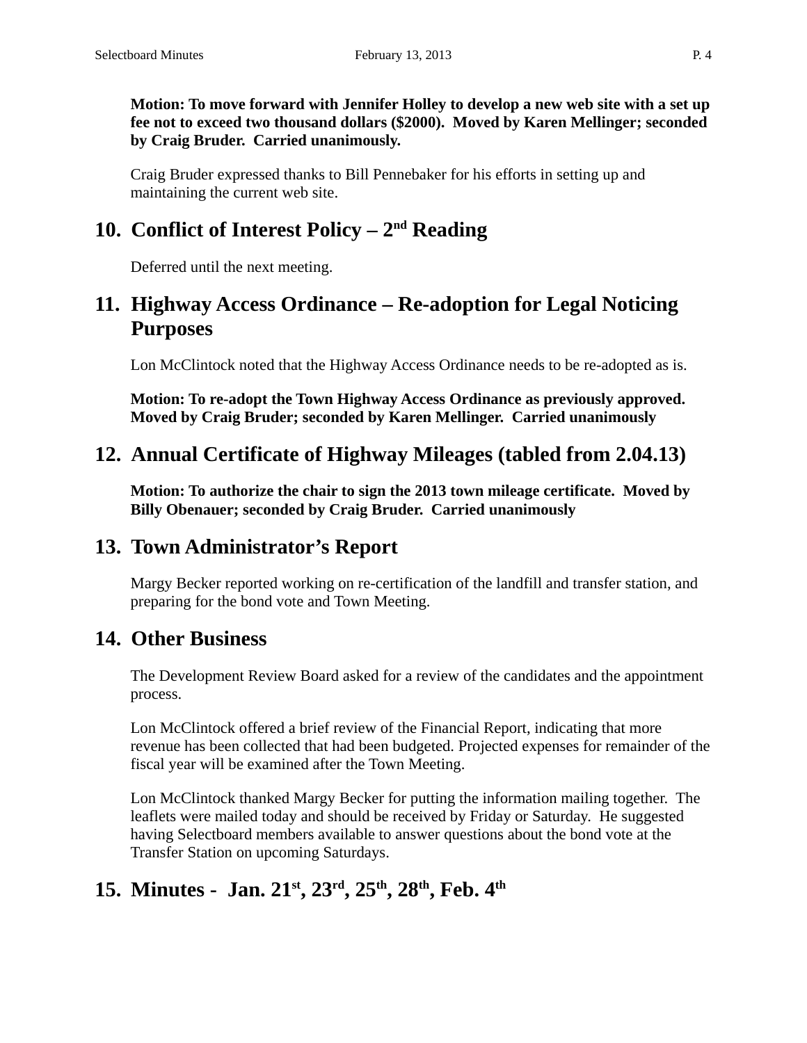**Motion: To move forward with Jennifer Holley to develop a new web site with a set up fee not to exceed two thousand dollars ($2000). Moved by Karen Mellinger; seconded by Craig Bruder. Carried unanimously.**

Craig Bruder expressed thanks to Bill Pennebaker for his efforts in setting up and maintaining the current web site.

## 10. Conflict of Interest Policy – 2nd Reading

Deferred until the next meeting.

## 11. Highway Access Ordinance – Re-adoption for Legal Noticing Purposes

Lon McClintock noted that the Highway Access Ordinance needs to be re-adopted as is.

**Motion: To re-adopt the Town Highway Access Ordinance as previously approved. Moved by Craig Bruder; seconded by Karen Mellinger. Carried unanimously**

## 12. Annual Certificate of Highway Mileages (tabled from 2.04.13)

**Motion: To authorize the chair to sign the 2013 town mileage certificate. Moved by Billy Obenauer; seconded by Craig Bruder. Carried unanimously**

## 13. Town Administrator's Report

Margy Becker reported working on re-certification of the landfill and transfer station, and preparing for the bond vote and Town Meeting.

## 14. Other Business

The Development Review Board asked for a review of the candidates and the appointment process.

Lon McClintock offered a brief review of the Financial Report, indicating that more revenue has been collected that had been budgeted. Projected expenses for remainder of the fiscal year will be examined after the Town Meeting.

Lon McClintock thanked Margy Becker for putting the information mailing together. The leaflets were mailed today and should be received by Friday or Saturday. He suggested having Selectboard members available to answer questions about the bond vote at the Transfer Station on upcoming Saturdays.

## 15. Minutes - Jan. 21st, 23rd, 25th, 28th, Feb. 4th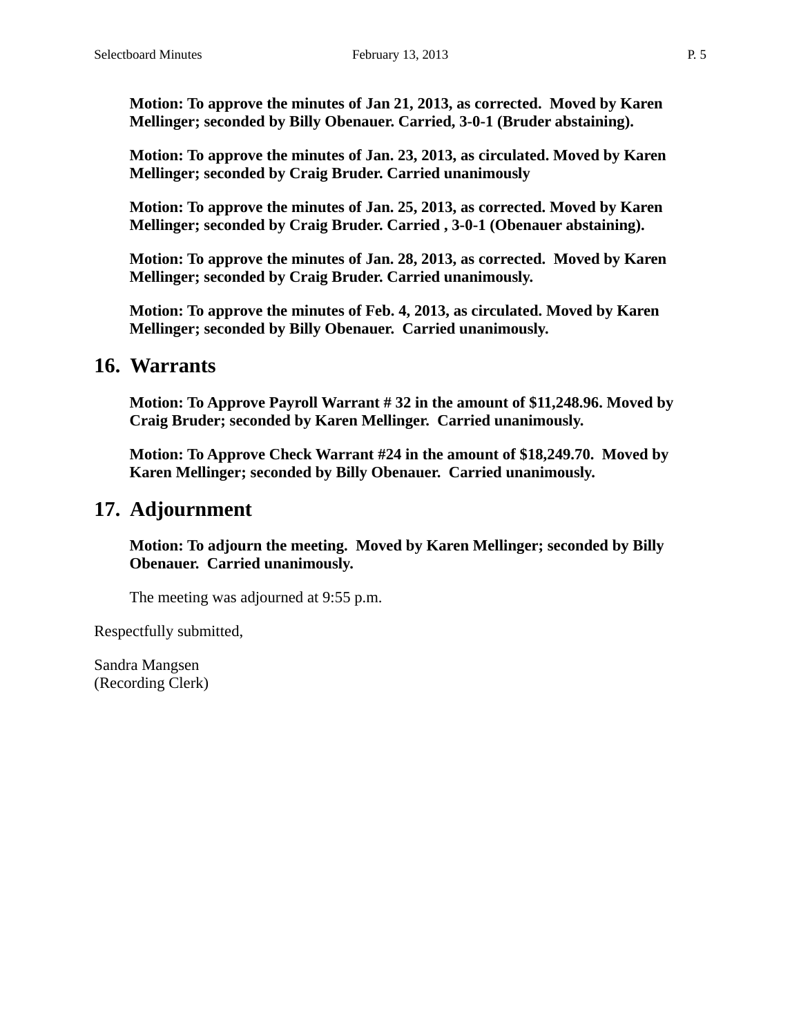**Motion: To approve the minutes of Jan 21, 2013, as corrected. Moved by Karen Mellinger; seconded by Billy Obenauer. Carried, 3-0-1 (Bruder abstaining).**

**Motion: To approve the minutes of Jan. 23, 2013, as circulated. Moved by Karen Mellinger; seconded by Craig Bruder. Carried unanimously**

**Motion: To approve the minutes of Jan. 25, 2013, as corrected. Moved by Karen Mellinger; seconded by Craig Bruder. Carried , 3-0-1 (Obenauer abstaining).**

**Motion: To approve the minutes of Jan. 28, 2013, as corrected. Moved by Karen Mellinger; seconded by Craig Bruder. Carried unanimously.**

**Motion: To approve the minutes of Feb. 4, 2013, as circulated. Moved by Karen Mellinger; seconded by Billy Obenauer. Carried unanimously.**

## 16. Warrants

**Motion: To Approve Payroll Warrant # 32 in the amount of $11,248.96. Moved by Craig Bruder; seconded by Karen Mellinger. Carried unanimously.**

**Motion: To Approve Check Warrant #24 in the amount of $18,249.70. Moved by Karen Mellinger; seconded by Billy Obenauer. Carried unanimously.**

## 17. Adjournment

**Motion: To adjourn the meeting. Moved by Karen Mellinger; seconded by Billy Obenauer. Carried unanimously.**

The meeting was adjourned at 9:55 p.m.

Respectfully submitted,

Sandra Mangsen
(Recording Clerk)